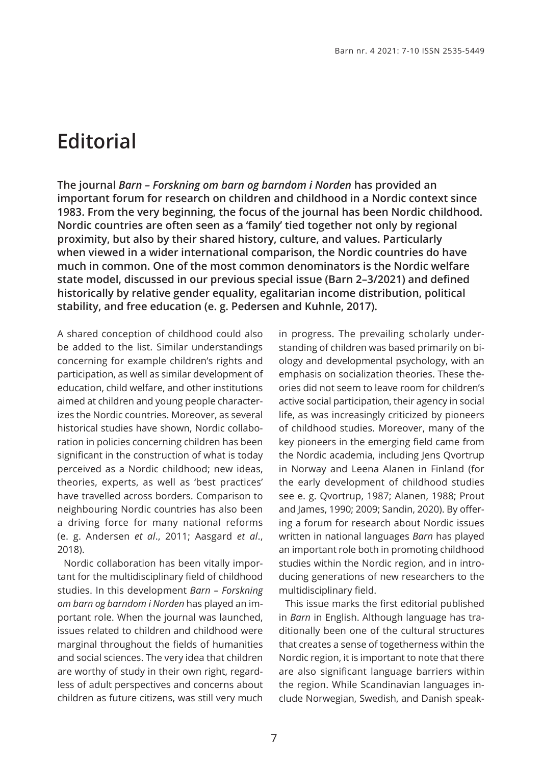# Editorial

**The journal *Barn – Forskning om barn og barndom i Norden* has provided an important forum for research on children and childhood in a Nordic context since 1983. From the very beginning, the focus of the journal has been Nordic childhood. Nordic countries are often seen as a 'family' tied together not only by regional proximity, but also by their shared history, culture, and values. Particularly when viewed in a wider international comparison, the Nordic countries do have much in common. One of the most common denominators is the Nordic welfare state model, discussed in our previous special issue (Barn 2–3/2021) and defined historically by relative gender equality, egalitarian income distribution, political stability, and free education (e. g. Pedersen and Kuhnle, 2017).**

A shared conception of childhood could also be added to the list. Similar understandings concerning for example children's rights and participation, as well as similar development of education, child welfare, and other institutions aimed at children and young people characterizes the Nordic countries. Moreover, as several historical studies have shown, Nordic collaboration in policies concerning children has been significant in the construction of what is today perceived as a Nordic childhood; new ideas, theories, experts, as well as 'best practices' have travelled across borders. Comparison to neighbouring Nordic countries has also been a driving force for many national reforms (e. g. Andersen *et al*., 2011; Aasgard *et al*., 2018).

Nordic collaboration has been vitally important for the multidisciplinary field of childhood studies. In this development *Barn – Forskning om barn og barndom i Norden* has played an important role. When the journal was launched, issues related to children and childhood were marginal throughout the fields of humanities and social sciences. The very idea that children are worthy of study in their own right, regardless of adult perspectives and concerns about children as future citizens, was still very much in progress. The prevailing scholarly understanding of children was based primarily on biology and developmental psychology, with an emphasis on socialization theories. These theories did not seem to leave room for children's active social participation, their agency in social life, as was increasingly criticized by pioneers of childhood studies. Moreover, many of the key pioneers in the emerging field came from the Nordic academia, including Jens Qvortrup in Norway and Leena Alanen in Finland (for the early development of childhood studies see e. g. Qvortrup, 1987; Alanen, 1988; Prout and James, 1990; 2009; Sandin, 2020). By offering a forum for research about Nordic issues written in national languages *Barn* has played an important role both in promoting childhood studies within the Nordic region, and in introducing generations of new researchers to the multidisciplinary field.

This issue marks the first editorial published in *Barn* in English. Although language has traditionally been one of the cultural structures that creates a sense of togetherness within the Nordic region, it is important to note that there are also significant language barriers within the region. While Scandinavian languages include Norwegian, Swedish, and Danish speak-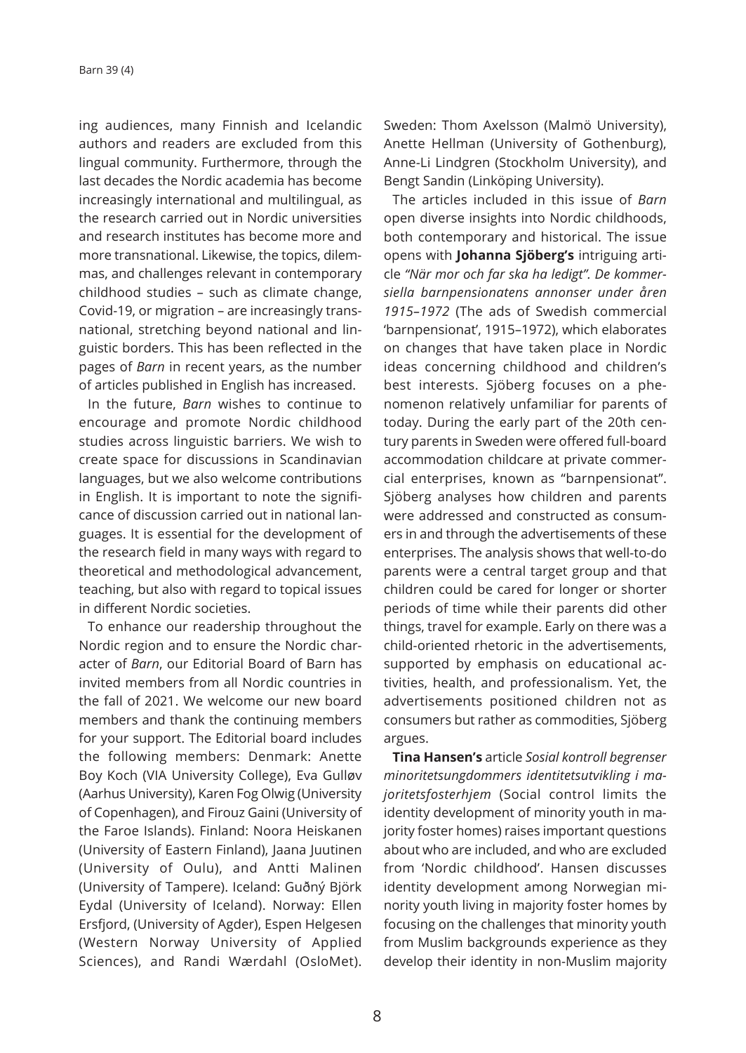ing audiences, many Finnish and Icelandic authors and readers are excluded from this lingual community. Furthermore, through the last decades the Nordic academia has become increasingly international and multilingual, as the research carried out in Nordic universities and research institutes has become more and more transnational. Likewise, the topics, dilemmas, and challenges relevant in contemporary childhood studies – such as climate change, Covid-19, or migration – are increasingly transnational, stretching beyond national and linguistic borders. This has been reflected in the pages of *Barn* in recent years, as the number of articles published in English has increased.

In the future, *Barn* wishes to continue to encourage and promote Nordic childhood studies across linguistic barriers. We wish to create space for discussions in Scandinavian languages, but we also welcome contributions in English. It is important to note the significance of discussion carried out in national languages. It is essential for the development of the research field in many ways with regard to theoretical and methodological advancement, teaching, but also with regard to topical issues in different Nordic societies.

To enhance our readership throughout the Nordic region and to ensure the Nordic character of *Barn*, our Editorial Board of Barn has invited members from all Nordic countries in the fall of 2021. We welcome our new board members and thank the continuing members for your support. The Editorial board includes the following members: Denmark: Anette Boy Koch (VIA University College), Eva Gulløv (Aarhus University), Karen Fog Olwig (University of Copenhagen), and Firouz Gaini (University of the Faroe Islands). Finland: Noora Heiskanen (University of Eastern Finland), Jaana Juutinen (University of Oulu), and Antti Malinen (University of Tampere). Iceland: Guðný Björk Eydal (University of Iceland). Norway: Ellen Ersfjord, (University of Agder), Espen Helgesen (Western Norway University of Applied Sciences), and Randi Wærdahl (OsloMet). Sweden: Thom Axelsson (Malmö University), Anette Hellman (University of Gothenburg), Anne-Li Lindgren (Stockholm University), and Bengt Sandin (Linköping University).

The articles included in this issue of *Barn* open diverse insights into Nordic childhoods, both contemporary and historical. The issue opens with **Johanna Sjöberg's** intriguing article *"När mor och far ska ha ledigt". De kommersiella barnpensionatens annonser under åren 1915–1972* (The ads of Swedish commercial 'barnpensionat', 1915–1972), which elaborates on changes that have taken place in Nordic ideas concerning childhood and children's best interests. Sjöberg focuses on a phenomenon relatively unfamiliar for parents of today. During the early part of the 20th century parents in Sweden were offered full-board accommodation childcare at private commercial enterprises, known as "barnpensionat". Sjöberg analyses how children and parents were addressed and constructed as consumers in and through the advertisements of these enterprises. The analysis shows that well-to-do parents were a central target group and that children could be cared for longer or shorter periods of time while their parents did other things, travel for example. Early on there was a child-oriented rhetoric in the advertisements, supported by emphasis on educational activities, health, and professionalism. Yet, the advertisements positioned children not as consumers but rather as commodities, Sjöberg argues.

**Tina Hansen's** article *Sosial kontroll begrenser minoritetsungdommers identitetsutvikling i majoritetsfosterhjem* (Social control limits the identity development of minority youth in majority foster homes) raises important questions about who are included, and who are excluded from 'Nordic childhood'. Hansen discusses identity development among Norwegian minority youth living in majority foster homes by focusing on the challenges that minority youth from Muslim backgrounds experience as they develop their identity in non-Muslim majority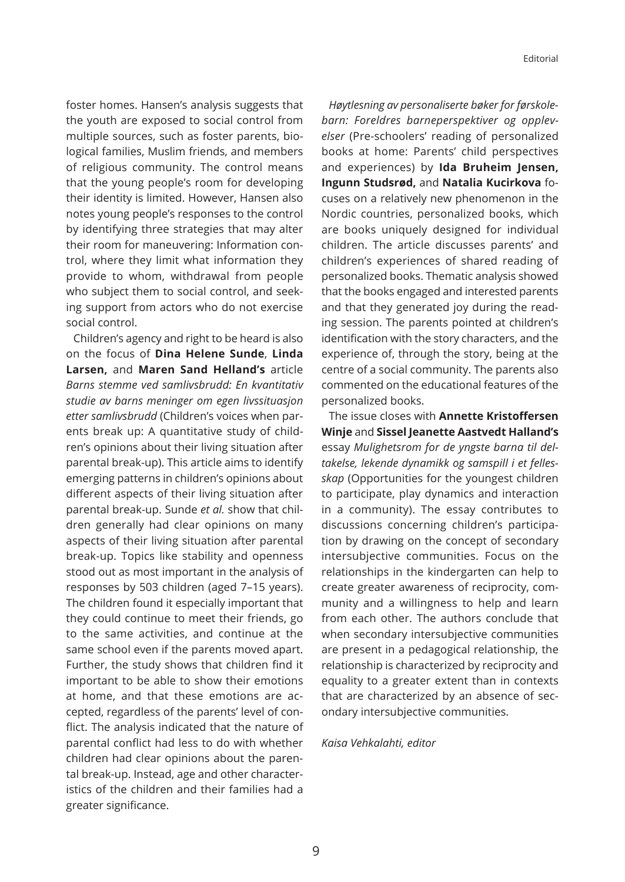foster homes. Hansen's analysis suggests that the youth are exposed to social control from multiple sources, such as foster parents, biological families, Muslim friends, and members of religious community. The control means that the young people's room for developing their identity is limited. However, Hansen also notes young people's responses to the control by identifying three strategies that may alter their room for maneuvering: Information control, where they limit what information they provide to whom, withdrawal from people who subject them to social control, and seeking support from actors who do not exercise social control.

Children's agency and right to be heard is also on the focus of **Dina Helene Sunde**, **Linda Larsen,** and **Maren Sand Helland's** article *Barns stemme ved samlivsbrudd: En kvantitativ studie av barns meninger om egen livssituasjon etter samlivsbrudd* (Children's voices when parents break up: A quantitative study of children's opinions about their living situation after parental break-up). This article aims to identify emerging patterns in children's opinions about different aspects of their living situation after parental break-up. Sunde *et al.* show that children generally had clear opinions on many aspects of their living situation after parental break-up. Topics like stability and openness stood out as most important in the analysis of responses by 503 children (aged 7–15 years). The children found it especially important that they could continue to meet their friends, go to the same activities, and continue at the same school even if the parents moved apart. Further, the study shows that children find it important to be able to show their emotions at home, and that these emotions are accepted, regardless of the parents' level of conflict. The analysis indicated that the nature of parental conflict had less to do with whether children had clear opinions about the parental break-up. Instead, age and other characteristics of the children and their families had a greater significance.

*Høytlesning av personaliserte bøker for førskolebarn: Foreldres barneperspektiver og opplevelser* (Pre-schoolers' reading of personalized books at home: Parents' child perspectives and experiences) by **Ida Bruheim Jensen, Ingunn Studsrød,** and **Natalia Kucirkova** focuses on a relatively new phenomenon in the Nordic countries, personalized books, which are books uniquely designed for individual children. The article discusses parents' and children's experiences of shared reading of personalized books. Thematic analysis showed that the books engaged and interested parents and that they generated joy during the reading session. The parents pointed at children's identification with the story characters, and the experience of, through the story, being at the centre of a social community. The parents also commented on the educational features of the personalized books.

The issue closes with **Annette Kristoffersen Winje** and **Sissel Jeanette Aastvedt Halland's** essay *Mulighetsrom for de yngste barna til deltakelse, lekende dynamikk og samspill i et fellesskap* (Opportunities for the youngest children to participate, play dynamics and interaction in a community). The essay contributes to discussions concerning children's participation by drawing on the concept of secondary intersubjective communities. Focus on the relationships in the kindergarten can help to create greater awareness of reciprocity, community and a willingness to help and learn from each other. The authors conclude that when secondary intersubjective communities are present in a pedagogical relationship, the relationship is characterized by reciprocity and equality to a greater extent than in contexts that are characterized by an absence of secondary intersubjective communities.

*Kaisa Vehkalahti, editor*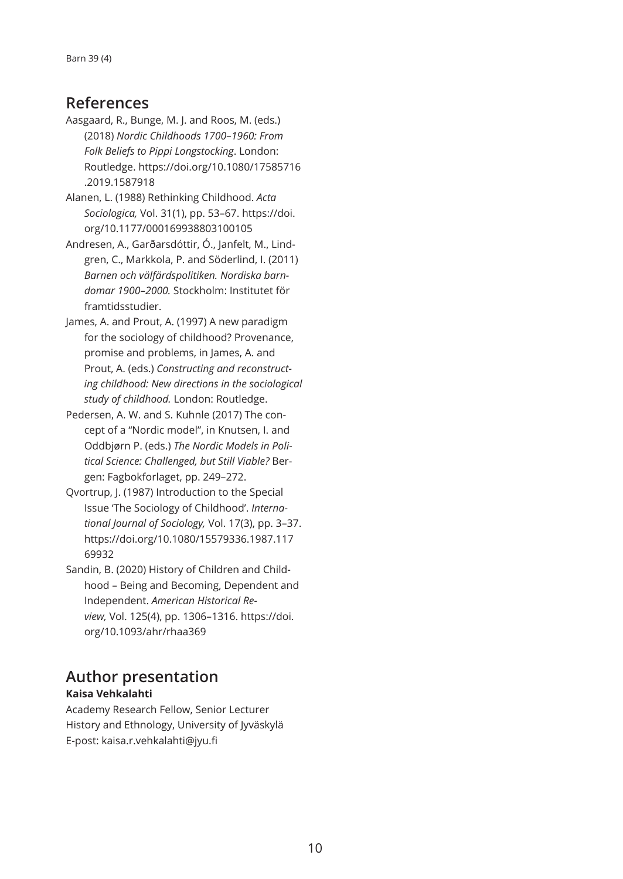## References

Aasgaard, R., Bunge, M. J. and Roos, M. (eds.) (2018) *Nordic Childhoods 1700–1960: From Folk Beliefs to Pippi Longstocking*. London: Routledge. https://doi.org/10.1080/17585716.2019.1587918

Alanen, L. (1988) Rethinking Childhood. *Acta Sociologica,* Vol. 31(1), pp. 53–67. https://doi.org/10.1177/000169938803100105

Andresen, A., Garðarsdóttir, Ó., Janfelt, M., Lindgren, C., Markkola, P. and Söderlind, I. (2011) *Barnen och välfärdspolitiken. Nordiska barndomar 1900–2000.* Stockholm: Institutet för framtidsstudier.

James, A. and Prout, A. (1997) A new paradigm for the sociology of childhood? Provenance, promise and problems, in James, A. and Prout, A. (eds.) *Constructing and reconstructing childhood: New directions in the sociological study of childhood.* London: Routledge.

Pedersen, A. W. and S. Kuhnle (2017) The concept of a "Nordic model", in Knutsen, I. and Oddbjørn P. (eds.) *The Nordic Models in Political Science: Challenged, but Still Viable?* Bergen: Fagbokforlaget, pp. 249–272.

Qvortrup, J. (1987) Introduction to the Special Issue 'The Sociology of Childhood'. *International Journal of Sociology,* Vol. 17(3), pp. 3–37. https://doi.org/10.1080/15579336.1987.11769932

Sandin, B. (2020) History of Children and Childhood – Being and Becoming, Dependent and Independent. *American Historical Review,* Vol. 125(4), pp. 1306–1316. https://doi.org/10.1093/ahr/rhaa369

## Author presentation

**Kaisa Vehkalahti**

Academy Research Fellow, Senior Lecturer
History and Ethnology, University of Jyväskylä
E-post: kaisa.r.vehkalahti@jyu.fi